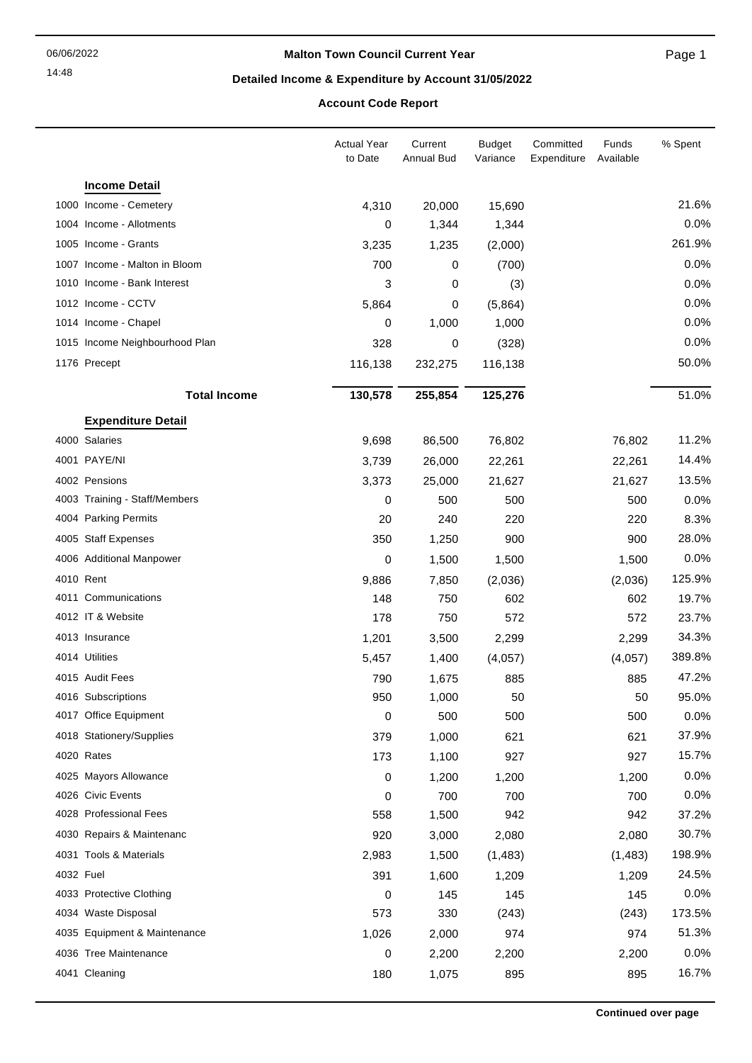# Malton Town Council Current Year

## Detailed Income & Expenditure by Account 31/05/2022

### Account Code Report

| | Actual Year to Date | Current Annual Bud | Budget Variance | Committed Expenditure | Funds Available | % Spent |
|---|---|---|---|---|---|---|
| **Income Detail** | | | | | | |
| 1000 Income - Cemetery | 4,310 | 20,000 | 15,690 | | | 21.6% |
| 1004 Income - Allotments | 0 | 1,344 | 1,344 | | | 0.0% |
| 1005 Income - Grants | 3,235 | 1,235 | (2,000) | | | 261.9% |
| 1007 Income - Malton in Bloom | 700 | 0 | (700) | | | 0.0% |
| 1010 Income - Bank Interest | 3 | 0 | (3) | | | 0.0% |
| 1012 Income - CCTV | 5,864 | 0 | (5,864) | | | 0.0% |
| 1014 Income - Chapel | 0 | 1,000 | 1,000 | | | 0.0% |
| 1015 Income Neighbourhood Plan | 328 | 0 | (328) | | | 0.0% |
| 1176 Precept | 116,138 | 232,275 | 116,138 | | | 50.0% |
| **Total Income** | **130,578** | **255,854** | **125,276** | | | 51.0% |
| **Expenditure Detail** | | | | | | |
| 4000 Salaries | 9,698 | 86,500 | 76,802 | | 76,802 | 11.2% |
| 4001 PAYE/NI | 3,739 | 26,000 | 22,261 | | 22,261 | 14.4% |
| 4002 Pensions | 3,373 | 25,000 | 21,627 | | 21,627 | 13.5% |
| 4003 Training - Staff/Members | 0 | 500 | 500 | | 500 | 0.0% |
| 4004 Parking Permits | 20 | 240 | 220 | | 220 | 8.3% |
| 4005 Staff Expenses | 350 | 1,250 | 900 | | 900 | 28.0% |
| 4006 Additional Manpower | 0 | 1,500 | 1,500 | | 1,500 | 0.0% |
| 4010 Rent | 9,886 | 7,850 | (2,036) | | (2,036) | 125.9% |
| 4011 Communications | 148 | 750 | 602 | | 602 | 19.7% |
| 4012 IT & Website | 178 | 750 | 572 | | 572 | 23.7% |
| 4013 Insurance | 1,201 | 3,500 | 2,299 | | 2,299 | 34.3% |
| 4014 Utilities | 5,457 | 1,400 | (4,057) | | (4,057) | 389.8% |
| 4015 Audit Fees | 790 | 1,675 | 885 | | 885 | 47.2% |
| 4016 Subscriptions | 950 | 1,000 | 50 | | 50 | 95.0% |
| 4017 Office Equipment | 0 | 500 | 500 | | 500 | 0.0% |
| 4018 Stationery/Supplies | 379 | 1,000 | 621 | | 621 | 37.9% |
| 4020 Rates | 173 | 1,100 | 927 | | 927 | 15.7% |
| 4025 Mayors Allowance | 0 | 1,200 | 1,200 | | 1,200 | 0.0% |
| 4026 Civic Events | 0 | 700 | 700 | | 700 | 0.0% |
| 4028 Professional Fees | 558 | 1,500 | 942 | | 942 | 37.2% |
| 4030 Repairs & Maintenanc | 920 | 3,000 | 2,080 | | 2,080 | 30.7% |
| 4031 Tools & Materials | 2,983 | 1,500 | (1,483) | | (1,483) | 198.9% |
| 4032 Fuel | 391 | 1,600 | 1,209 | | 1,209 | 24.5% |
| 4033 Protective Clothing | 0 | 145 | 145 | | 145 | 0.0% |
| 4034 Waste Disposal | 573 | 330 | (243) | | (243) | 173.5% |
| 4035 Equipment & Maintenance | 1,026 | 2,000 | 974 | | 974 | 51.3% |
| 4036 Tree Maintenance | 0 | 2,200 | 2,200 | | 2,200 | 0.0% |
| 4041 Cleaning | 180 | 1,075 | 895 | | 895 | 16.7% |

**Continued over page**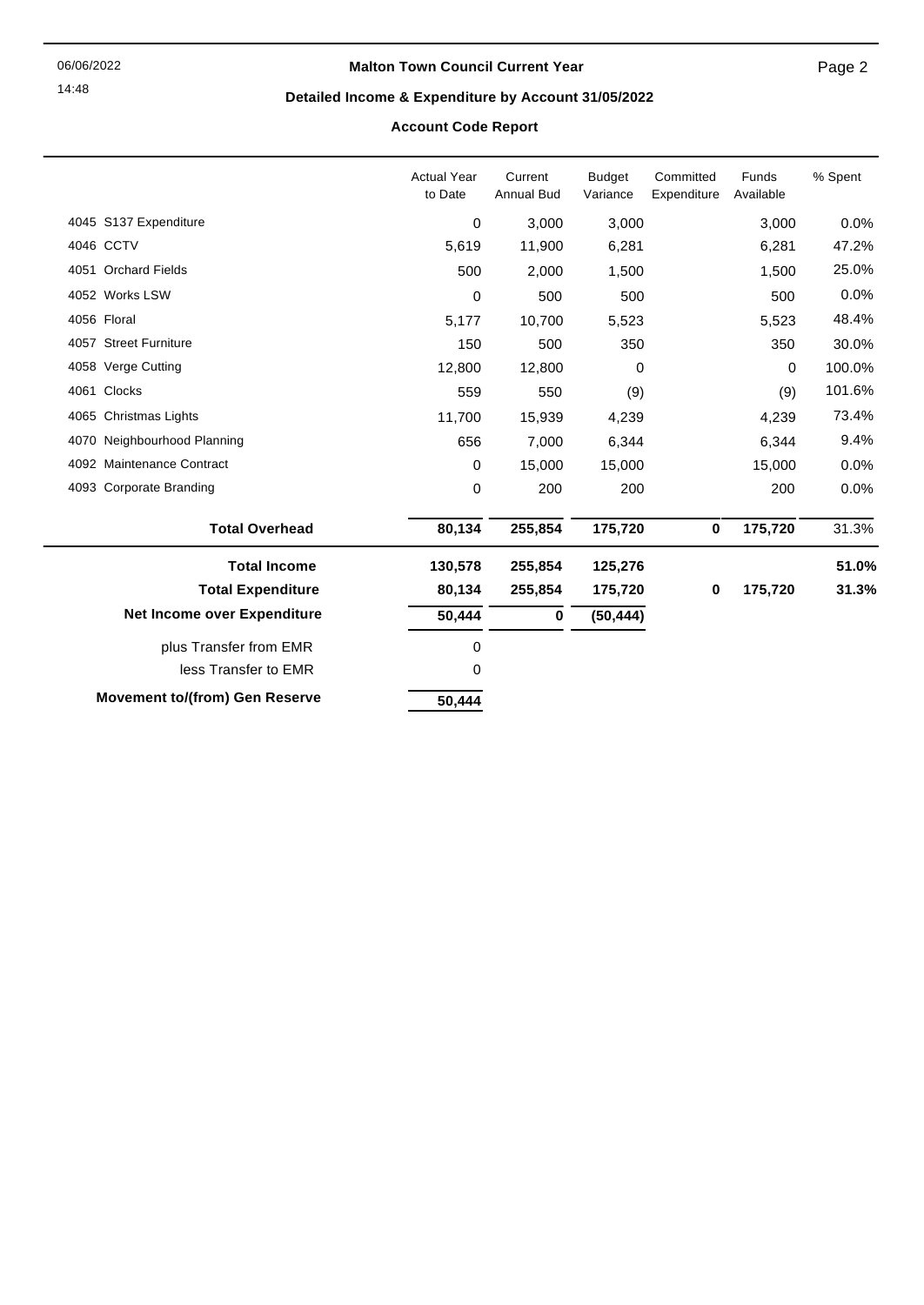**Malton Town Council Current Year**

**Detailed Income & Expenditure by Account 31/05/2022**

**Account Code Report**

| | Actual Year to Date | Current Annual Bud | Budget Variance | Committed Expenditure | Funds Available | % Spent |
|---|---|---|---|---|---|---|
| 4045 S137 Expenditure | 0 | 3,000 | 3,000 | | 3,000 | 0.0% |
| 4046 CCTV | 5,619 | 11,900 | 6,281 | | 6,281 | 47.2% |
| 4051 Orchard Fields | 500 | 2,000 | 1,500 | | 1,500 | 25.0% |
| 4052 Works LSW | 0 | 500 | 500 | | 500 | 0.0% |
| 4056 Floral | 5,177 | 10,700 | 5,523 | | 5,523 | 48.4% |
| 4057 Street Furniture | 150 | 500 | 350 | | 350 | 30.0% |
| 4058 Verge Cutting | 12,800 | 12,800 | 0 | | 0 | 100.0% |
| 4061 Clocks | 559 | 550 | (9) | | (9) | 101.6% |
| 4065 Christmas Lights | 11,700 | 15,939 | 4,239 | | 4,239 | 73.4% |
| 4070 Neighbourhood Planning | 656 | 7,000 | 6,344 | | 6,344 | 9.4% |
| 4092 Maintenance Contract | 0 | 15,000 | 15,000 | | 15,000 | 0.0% |
| 4093 Corporate Branding | 0 | 200 | 200 | | 200 | 0.0% |
| **Total Overhead** | **80,134** | **255,854** | **175,720** | **0** | **175,720** | 31.3% |
| **Total Income** | **130,578** | **255,854** | **125,276** | | | **51.0%** |
| **Total Expenditure** | **80,134** | **255,854** | **175,720** | **0** | **175,720** | **31.3%** |
| **Net Income over Expenditure** | **50,444** | **0** | **(50,444)** | | | |
| plus Transfer from EMR | 0 | | | | | |
| less Transfer to EMR | 0 | | | | | |
| **Movement to/(from) Gen Reserve** | **50,444** | | | | | |